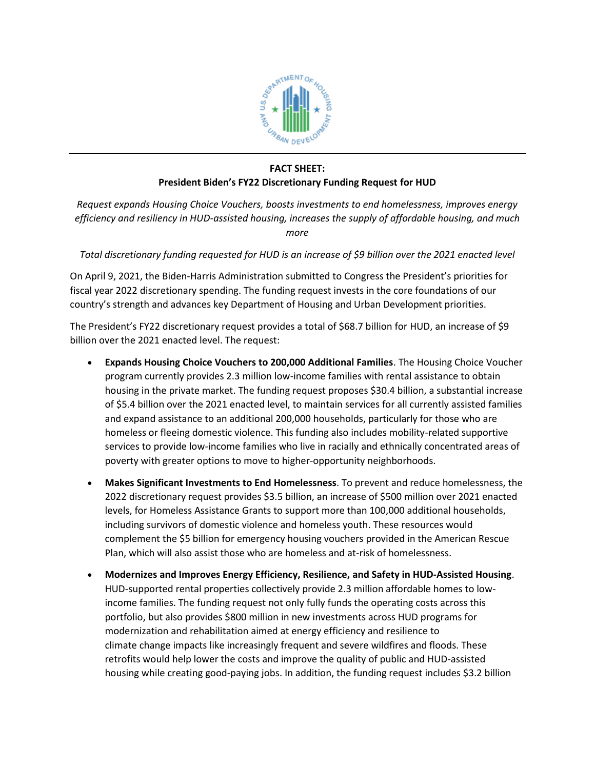**FACT SHEET:**
**President Biden's FY22 Discretionary Funding Request for HUD**

*Request expands Housing Choice Vouchers, boosts investments to end homelessness, improves energy efficiency and resiliency in HUD-assisted housing, increases the supply of affordable housing, and much more*

*Total discretionary funding requested for HUD is an increase of $9 billion over the 2021 enacted level*

On April 9, 2021, the Biden-Harris Administration submitted to Congress the President's priorities for fiscal year 2022 discretionary spending. The funding request invests in the core foundations of our country's strength and advances key Department of Housing and Urban Development priorities.

The President's FY22 discretionary request provides a total of $68.7 billion for HUD, an increase of $9 billion over the 2021 enacted level. The request:

- **Expands Housing Choice Vouchers to 200,000 Additional Families**. The Housing Choice Voucher program currently provides 2.3 million low-income families with rental assistance to obtain housing in the private market. The funding request proposes $30.4 billion, a substantial increase of $5.4 billion over the 2021 enacted level, to maintain services for all currently assisted families and expand assistance to an additional 200,000 households, particularly for those who are homeless or fleeing domestic violence. This funding also includes mobility-related supportive services to provide low-income families who live in racially and ethnically concentrated areas of poverty with greater options to move to higher-opportunity neighborhoods.

- **Makes Significant Investments to End Homelessness**. To prevent and reduce homelessness, the 2022 discretionary request provides $3.5 billion, an increase of $500 million over 2021 enacted levels, for Homeless Assistance Grants to support more than 100,000 additional households, including survivors of domestic violence and homeless youth. These resources would complement the $5 billion for emergency housing vouchers provided in the American Rescue Plan, which will also assist those who are homeless and at-risk of homelessness.

- **Modernizes and Improves Energy Efficiency, Resilience, and Safety in HUD-Assisted Housing**. HUD-supported rental properties collectively provide 2.3 million affordable homes to low-income families. The funding request not only fully funds the operating costs across this portfolio, but also provides $800 million in new investments across HUD programs for modernization and rehabilitation aimed at energy efficiency and resilience to climate change impacts like increasingly frequent and severe wildfires and floods. These retrofits would help lower the costs and improve the quality of public and HUD-assisted housing while creating good-paying jobs. In addition, the funding request includes $3.2 billion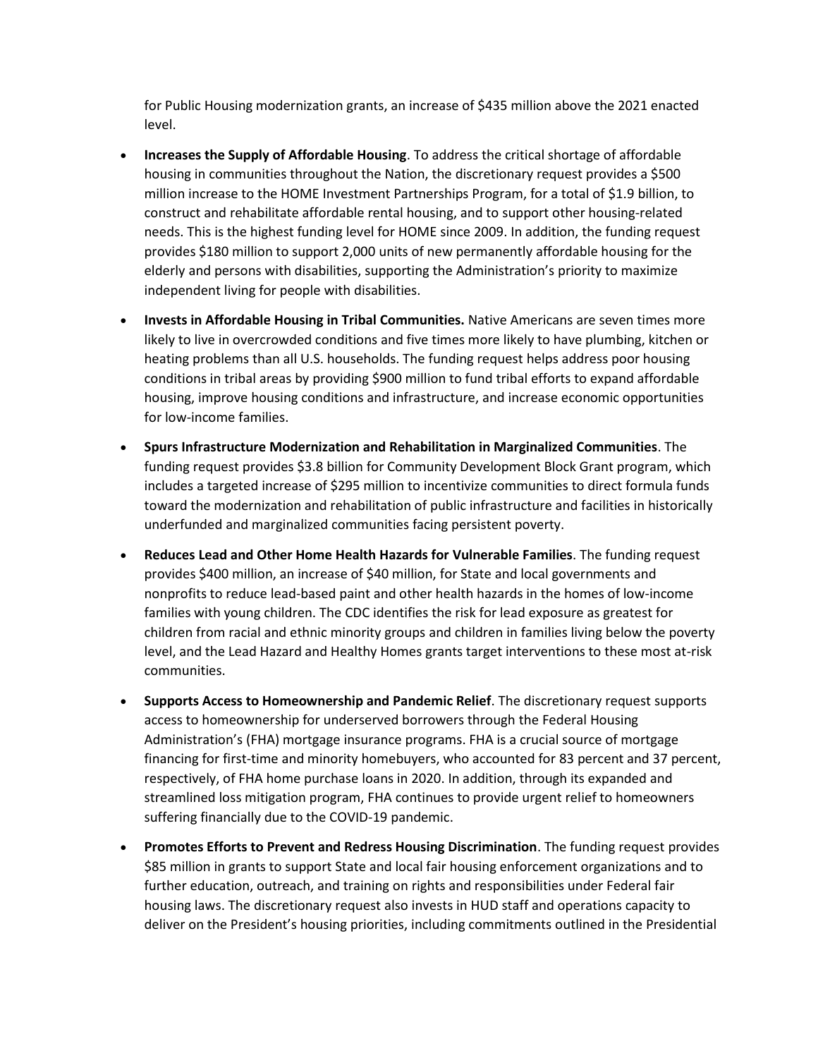for Public Housing modernization grants, an increase of $435 million above the 2021 enacted level.

- **Increases the Supply of Affordable Housing**. To address the critical shortage of affordable housing in communities throughout the Nation, the discretionary request provides a $500 million increase to the HOME Investment Partnerships Program, for a total of $1.9 billion, to construct and rehabilitate affordable rental housing, and to support other housing-related needs. This is the highest funding level for HOME since 2009. In addition, the funding request provides $180 million to support 2,000 units of new permanently affordable housing for the elderly and persons with disabilities, supporting the Administration's priority to maximize independent living for people with disabilities.

- **Invests in Affordable Housing in Tribal Communities.** Native Americans are seven times more likely to live in overcrowded conditions and five times more likely to have plumbing, kitchen or heating problems than all U.S. households. The funding request helps address poor housing conditions in tribal areas by providing $900 million to fund tribal efforts to expand affordable housing, improve housing conditions and infrastructure, and increase economic opportunities for low-income families.

- **Spurs Infrastructure Modernization and Rehabilitation in Marginalized Communities**. The funding request provides $3.8 billion for Community Development Block Grant program, which includes a targeted increase of $295 million to incentivize communities to direct formula funds toward the modernization and rehabilitation of public infrastructure and facilities in historically underfunded and marginalized communities facing persistent poverty.

- **Reduces Lead and Other Home Health Hazards for Vulnerable Families**. The funding request provides $400 million, an increase of $40 million, for State and local governments and nonprofits to reduce lead-based paint and other health hazards in the homes of low-income families with young children. The CDC identifies the risk for lead exposure as greatest for children from racial and ethnic minority groups and children in families living below the poverty level, and the Lead Hazard and Healthy Homes grants target interventions to these most at-risk communities.

- **Supports Access to Homeownership and Pandemic Relief**. The discretionary request supports access to homeownership for underserved borrowers through the Federal Housing Administration's (FHA) mortgage insurance programs. FHA is a crucial source of mortgage financing for first-time and minority homebuyers, who accounted for 83 percent and 37 percent, respectively, of FHA home purchase loans in 2020. In addition, through its expanded and streamlined loss mitigation program, FHA continues to provide urgent relief to homeowners suffering financially due to the COVID-19 pandemic.

- **Promotes Efforts to Prevent and Redress Housing Discrimination**. The funding request provides $85 million in grants to support State and local fair housing enforcement organizations and to further education, outreach, and training on rights and responsibilities under Federal fair housing laws. The discretionary request also invests in HUD staff and operations capacity to deliver on the President's housing priorities, including commitments outlined in the Presidential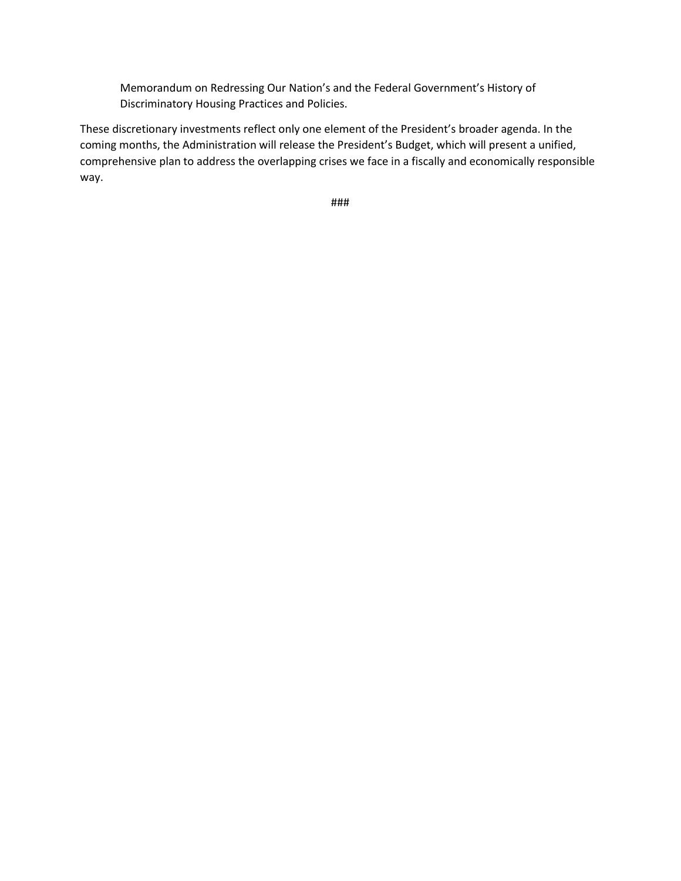Memorandum on Redressing Our Nation's and the Federal Government's History of Discriminatory Housing Practices and Policies.

These discretionary investments reflect only one element of the President's broader agenda. In the coming months, the Administration will release the President's Budget, which will present a unified, comprehensive plan to address the overlapping crises we face in a fiscally and economically responsible way.

###